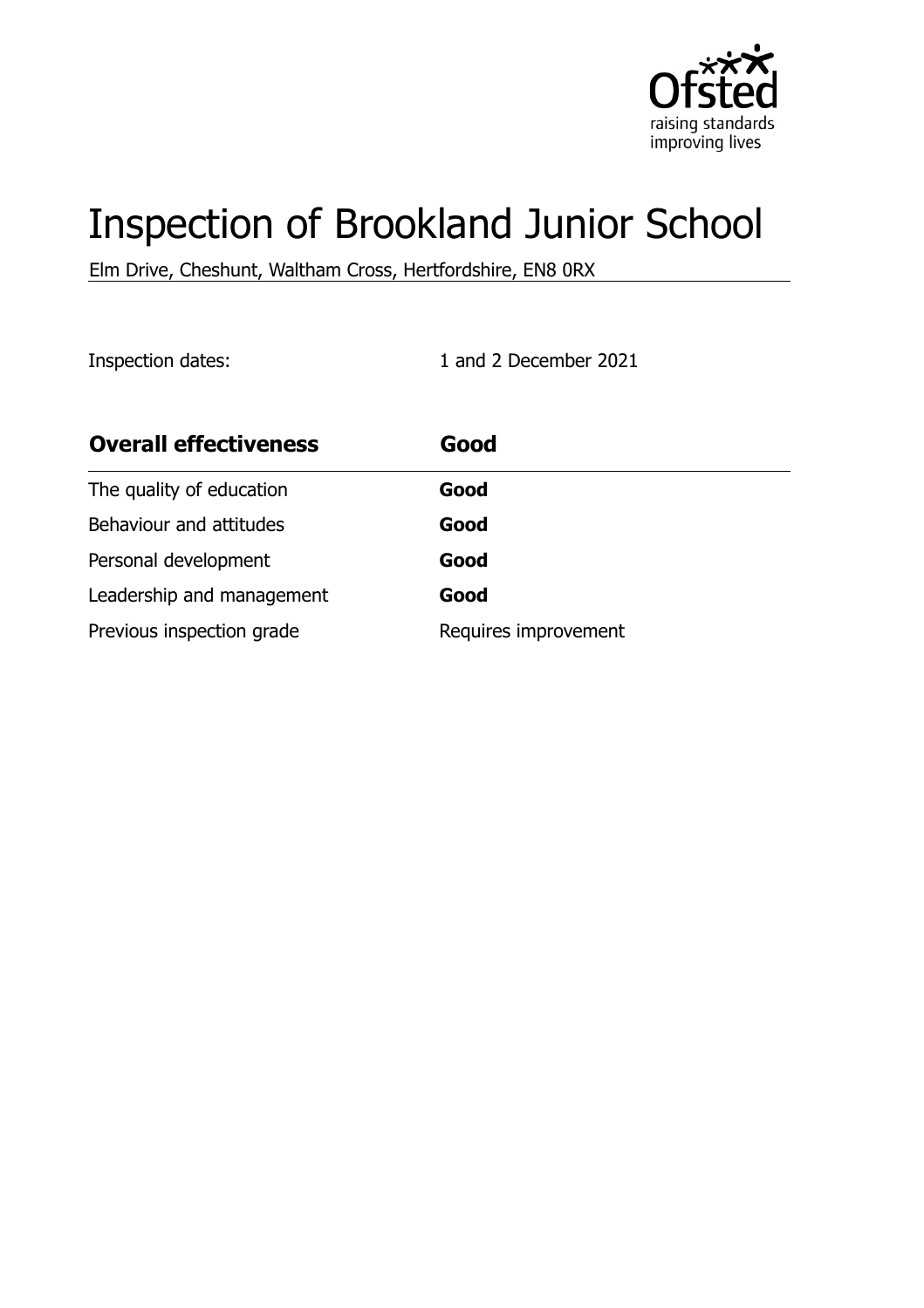# Inspection of Brookland Junior School

Elm Drive, Cheshunt, Waltham Cross, Hertfordshire, EN8 0RX

Inspection dates: 1 and 2 December 2021

| **Overall effectiveness** | **Good** |
| --- | --- |
| The quality of education | **Good** |
| Behaviour and attitudes | **Good** |
| Personal development | **Good** |
| Leadership and management | **Good** |
| Previous inspection grade | Requires improvement |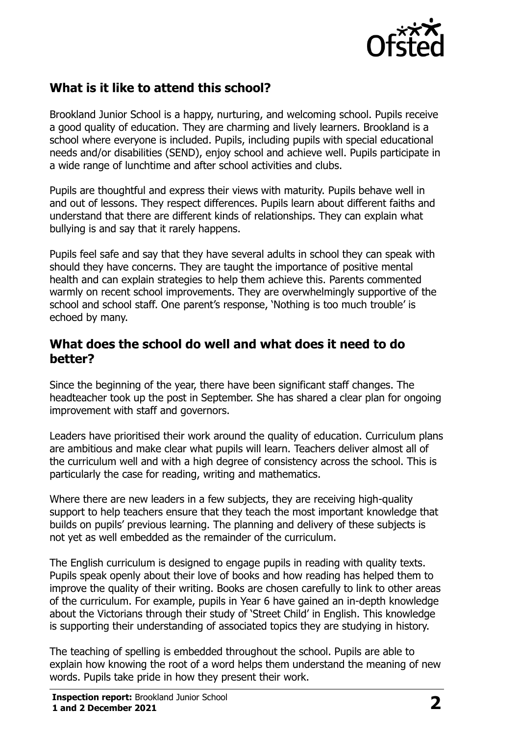## What is it like to attend this school?

Brookland Junior School is a happy, nurturing, and welcoming school. Pupils receive a good quality of education. They are charming and lively learners. Brookland is a school where everyone is included. Pupils, including pupils with special educational needs and/or disabilities (SEND), enjoy school and achieve well. Pupils participate in a wide range of lunchtime and after school activities and clubs.

Pupils are thoughtful and express their views with maturity. Pupils behave well in and out of lessons. They respect differences. Pupils learn about different faiths and understand that there are different kinds of relationships. They can explain what bullying is and say that it rarely happens.

Pupils feel safe and say that they have several adults in school they can speak with should they have concerns. They are taught the importance of positive mental health and can explain strategies to help them achieve this. Parents commented warmly on recent school improvements. They are overwhelmingly supportive of the school and school staff. One parent's response, 'Nothing is too much trouble' is echoed by many.

## What does the school do well and what does it need to do better?

Since the beginning of the year, there have been significant staff changes. The headteacher took up the post in September. She has shared a clear plan for ongoing improvement with staff and governors.

Leaders have prioritised their work around the quality of education. Curriculum plans are ambitious and make clear what pupils will learn. Teachers deliver almost all of the curriculum well and with a high degree of consistency across the school. This is particularly the case for reading, writing and mathematics.

Where there are new leaders in a few subjects, they are receiving high-quality support to help teachers ensure that they teach the most important knowledge that builds on pupils' previous learning. The planning and delivery of these subjects is not yet as well embedded as the remainder of the curriculum.

The English curriculum is designed to engage pupils in reading with quality texts. Pupils speak openly about their love of books and how reading has helped them to improve the quality of their writing. Books are chosen carefully to link to other areas of the curriculum. For example, pupils in Year 6 have gained an in-depth knowledge about the Victorians through their study of 'Street Child' in English. This knowledge is supporting their understanding of associated topics they are studying in history.

The teaching of spelling is embedded throughout the school. Pupils are able to explain how knowing the root of a word helps them understand the meaning of new words. Pupils take pride in how they present their work.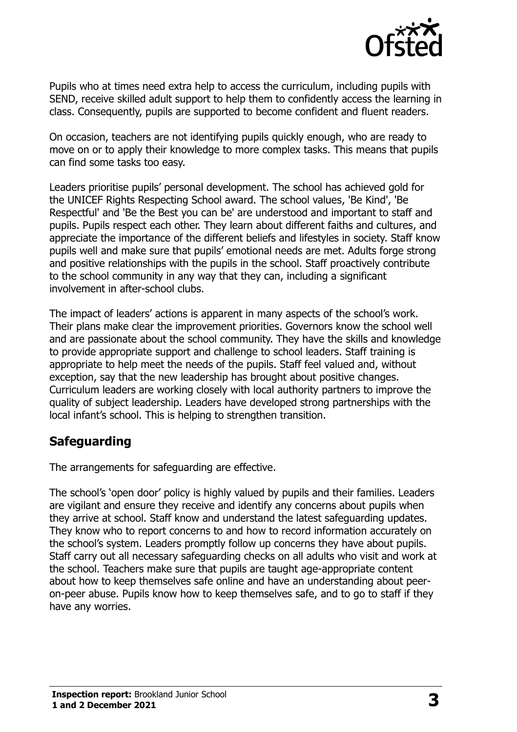Pupils who at times need extra help to access the curriculum, including pupils with SEND, receive skilled adult support to help them to confidently access the learning in class. Consequently, pupils are supported to become confident and fluent readers.

On occasion, teachers are not identifying pupils quickly enough, who are ready to move on or to apply their knowledge to more complex tasks. This means that pupils can find some tasks too easy.

Leaders prioritise pupils' personal development. The school has achieved gold for the UNICEF Rights Respecting School award. The school values, 'Be Kind', 'Be Respectful' and 'Be the Best you can be' are understood and important to staff and pupils. Pupils respect each other. They learn about different faiths and cultures, and appreciate the importance of the different beliefs and lifestyles in society. Staff know pupils well and make sure that pupils' emotional needs are met. Adults forge strong and positive relationships with the pupils in the school. Staff proactively contribute to the school community in any way that they can, including a significant involvement in after-school clubs.

The impact of leaders' actions is apparent in many aspects of the school's work. Their plans make clear the improvement priorities. Governors know the school well and are passionate about the school community. They have the skills and knowledge to provide appropriate support and challenge to school leaders. Staff training is appropriate to help meet the needs of the pupils. Staff feel valued and, without exception, say that the new leadership has brought about positive changes. Curriculum leaders are working closely with local authority partners to improve the quality of subject leadership. Leaders have developed strong partnerships with the local infant's school. This is helping to strengthen transition.

## Safeguarding

The arrangements for safeguarding are effective.

The school's 'open door' policy is highly valued by pupils and their families. Leaders are vigilant and ensure they receive and identify any concerns about pupils when they arrive at school. Staff know and understand the latest safeguarding updates. They know who to report concerns to and how to record information accurately on the school's system. Leaders promptly follow up concerns they have about pupils. Staff carry out all necessary safeguarding checks on all adults who visit and work at the school. Teachers make sure that pupils are taught age-appropriate content about how to keep themselves safe online and have an understanding about peer-on-peer abuse. Pupils know how to keep themselves safe, and to go to staff if they have any worries.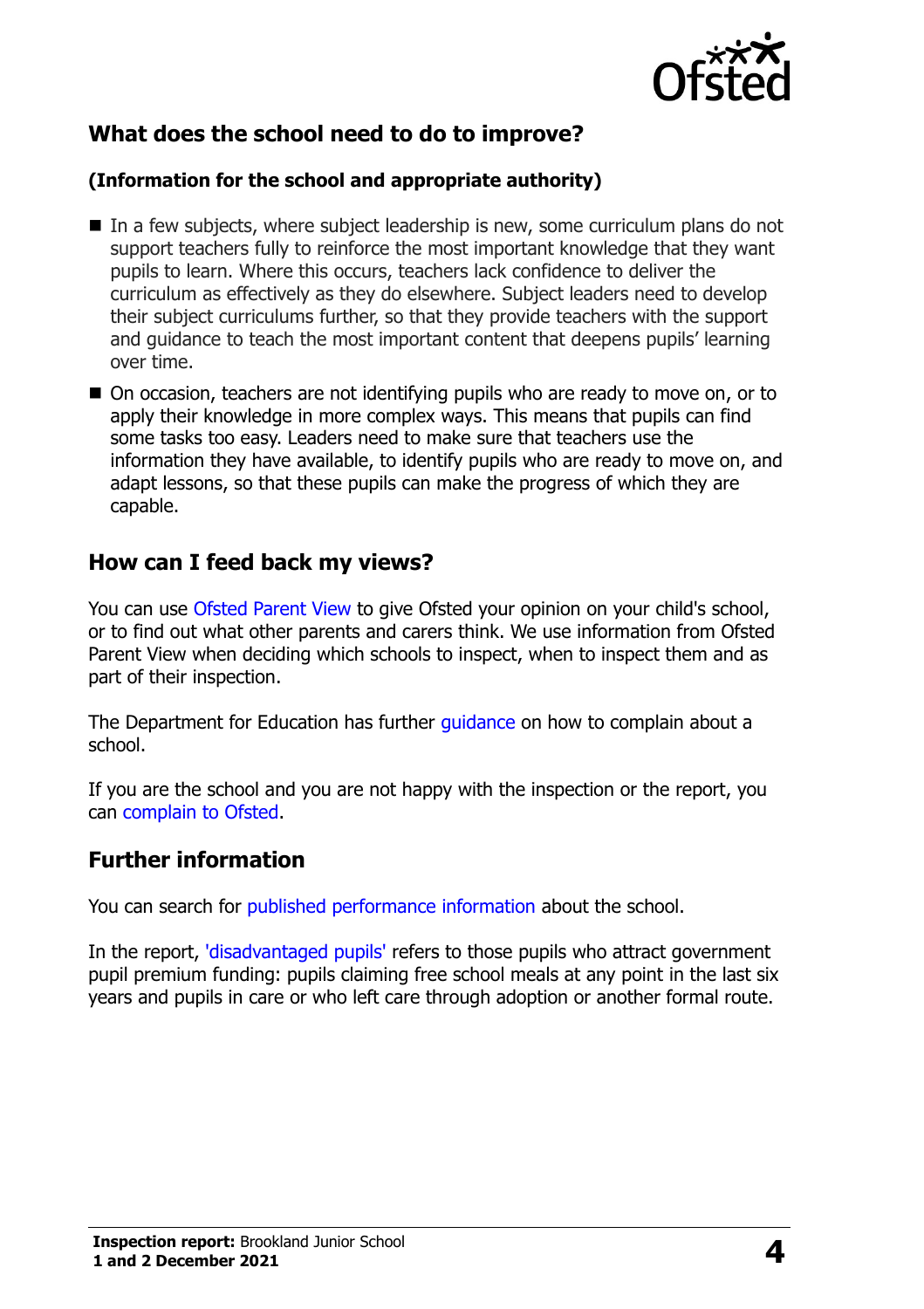## What does the school need to do to improve?

**(Information for the school and appropriate authority)**

- In a few subjects, where subject leadership is new, some curriculum plans do not support teachers fully to reinforce the most important knowledge that they want pupils to learn. Where this occurs, teachers lack confidence to deliver the curriculum as effectively as they do elsewhere. Subject leaders need to develop their subject curriculums further, so that they provide teachers with the support and guidance to teach the most important content that deepens pupils' learning over time.
- On occasion, teachers are not identifying pupils who are ready to move on, or to apply their knowledge in more complex ways. This means that pupils can find some tasks too easy. Leaders need to make sure that teachers use the information they have available, to identify pupils who are ready to move on, and adapt lessons, so that these pupils can make the progress of which they are capable.

## How can I feed back my views?

You can use Ofsted Parent View to give Ofsted your opinion on your child's school, or to find out what other parents and carers think. We use information from Ofsted Parent View when deciding which schools to inspect, when to inspect them and as part of their inspection.

The Department for Education has further guidance on how to complain about a school.

If you are the school and you are not happy with the inspection or the report, you can complain to Ofsted.

## Further information

You can search for published performance information about the school.

In the report, 'disadvantaged pupils' refers to those pupils who attract government pupil premium funding: pupils claiming free school meals at any point in the last six years and pupils in care or who left care through adoption or another formal route.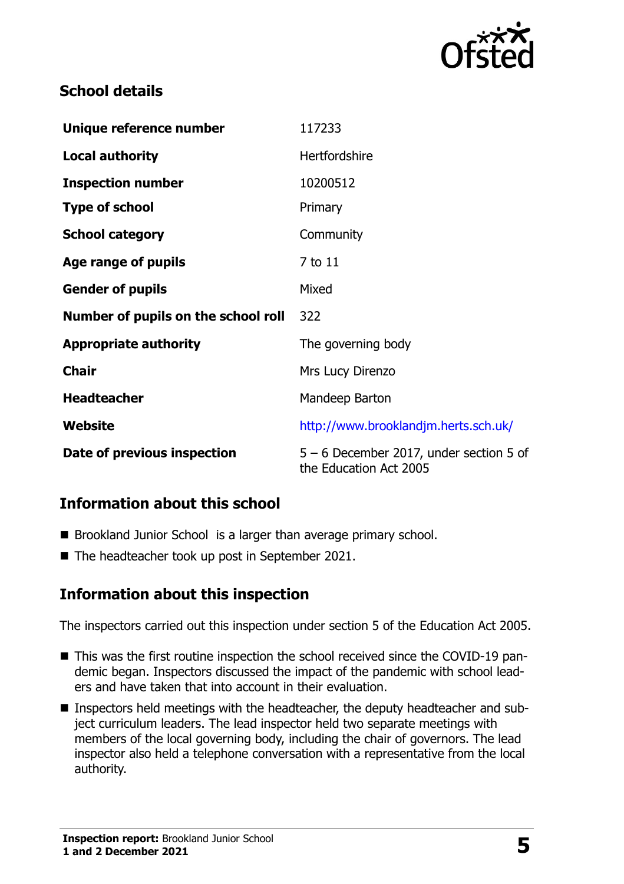## School details

| | |
|---|---|
| **Unique reference number** | 117233 |
| **Local authority** | Hertfordshire |
| **Inspection number** | 10200512 |
| **Type of school** | Primary |
| **School category** | Community |
| **Age range of pupils** | 7 to 11 |
| **Gender of pupils** | Mixed |
| **Number of pupils on the school roll** | 322 |
| **Appropriate authority** | The governing body |
| **Chair** | Mrs Lucy Direnzo |
| **Headteacher** | Mandeep Barton |
| **Website** | http://www.brooklandjm.herts.sch.uk/ |
| **Date of previous inspection** | 5 – 6 December 2017, under section 5 of the Education Act 2005 |

## Information about this school

- Brookland Junior School is a larger than average primary school.
- The headteacher took up post in September 2021.

## Information about this inspection

The inspectors carried out this inspection under section 5 of the Education Act 2005.

- This was the first routine inspection the school received since the COVID-19 pandemic began. Inspectors discussed the impact of the pandemic with school leaders and have taken that into account in their evaluation.
- Inspectors held meetings with the headteacher, the deputy headteacher and subject curriculum leaders. The lead inspector held two separate meetings with members of the local governing body, including the chair of governors. The lead inspector also held a telephone conversation with a representative from the local authority.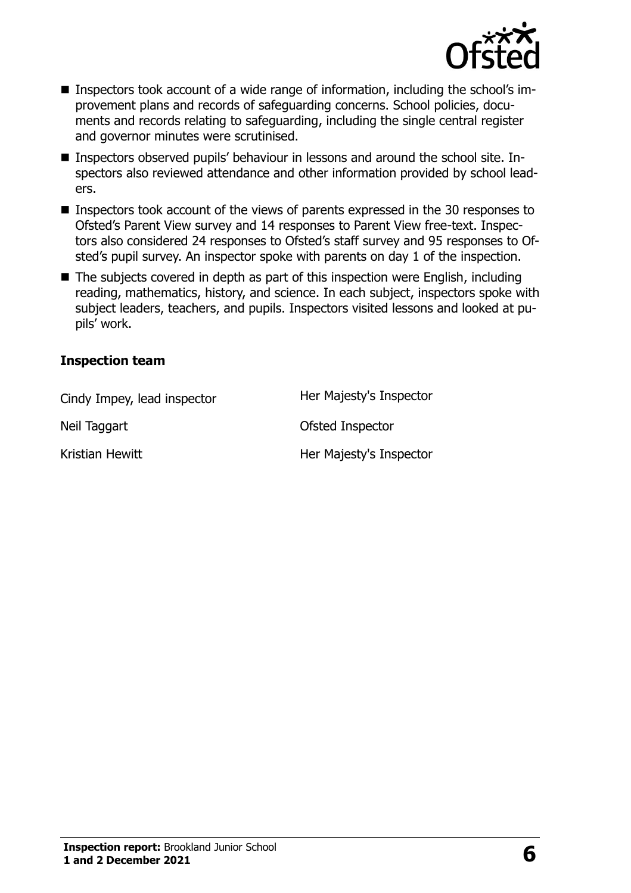- Inspectors took account of a wide range of information, including the school's improvement plans and records of safeguarding concerns. School policies, documents and records relating to safeguarding, including the single central register and governor minutes were scrutinised.
- Inspectors observed pupils' behaviour in lessons and around the school site. Inspectors also reviewed attendance and other information provided by school leaders.
- Inspectors took account of the views of parents expressed in the 30 responses to Ofsted's Parent View survey and 14 responses to Parent View free-text. Inspectors also considered 24 responses to Ofsted's staff survey and 95 responses to Ofsted's pupil survey. An inspector spoke with parents on day 1 of the inspection.
- The subjects covered in depth as part of this inspection were English, including reading, mathematics, history, and science. In each subject, inspectors spoke with subject leaders, teachers, and pupils. Inspectors visited lessons and looked at pupils' work.

### Inspection team

| | |
|---|---|
| Cindy Impey, lead inspector | Her Majesty's Inspector |
| Neil Taggart | Ofsted Inspector |
| Kristian Hewitt | Her Majesty's Inspector |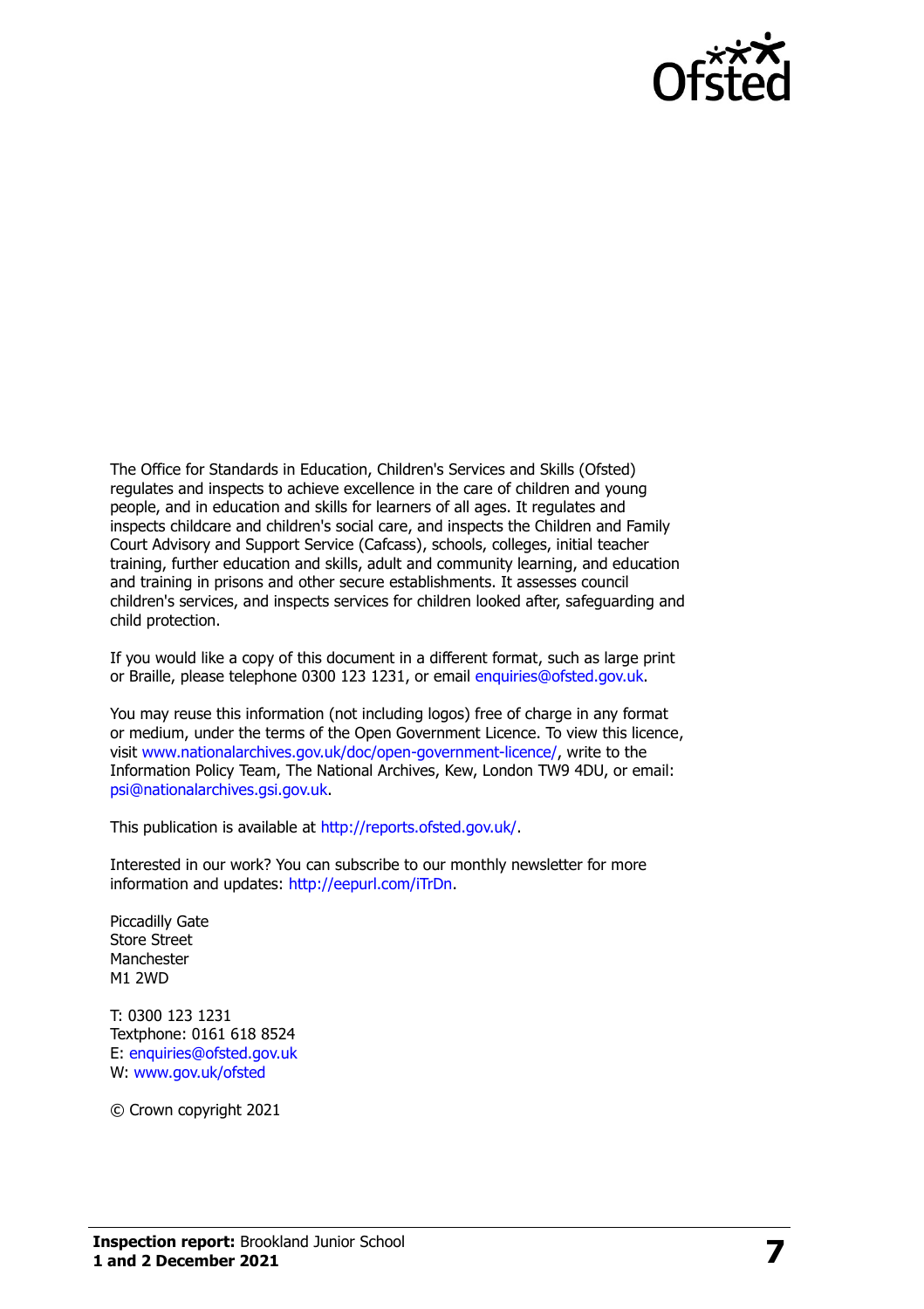The Office for Standards in Education, Children's Services and Skills (Ofsted) regulates and inspects to achieve excellence in the care of children and young people, and in education and skills for learners of all ages. It regulates and inspects childcare and children's social care, and inspects the Children and Family Court Advisory and Support Service (Cafcass), schools, colleges, initial teacher training, further education and skills, adult and community learning, and education and training in prisons and other secure establishments. It assesses council children's services, and inspects services for children looked after, safeguarding and child protection.

If you would like a copy of this document in a different format, such as large print or Braille, please telephone 0300 123 1231, or email enquiries@ofsted.gov.uk.

You may reuse this information (not including logos) free of charge in any format or medium, under the terms of the Open Government Licence. To view this licence, visit www.nationalarchives.gov.uk/doc/open-government-licence/, write to the Information Policy Team, The National Archives, Kew, London TW9 4DU, or email: psi@nationalarchives.gsi.gov.uk.

This publication is available at http://reports.ofsted.gov.uk/.

Interested in our work? You can subscribe to our monthly newsletter for more information and updates: http://eepurl.com/iTrDn.

Piccadilly Gate
Store Street
Manchester
M1 2WD

T: 0300 123 1231
Textphone: 0161 618 8524
E: enquiries@ofsted.gov.uk
W: www.gov.uk/ofsted

© Crown copyright 2021